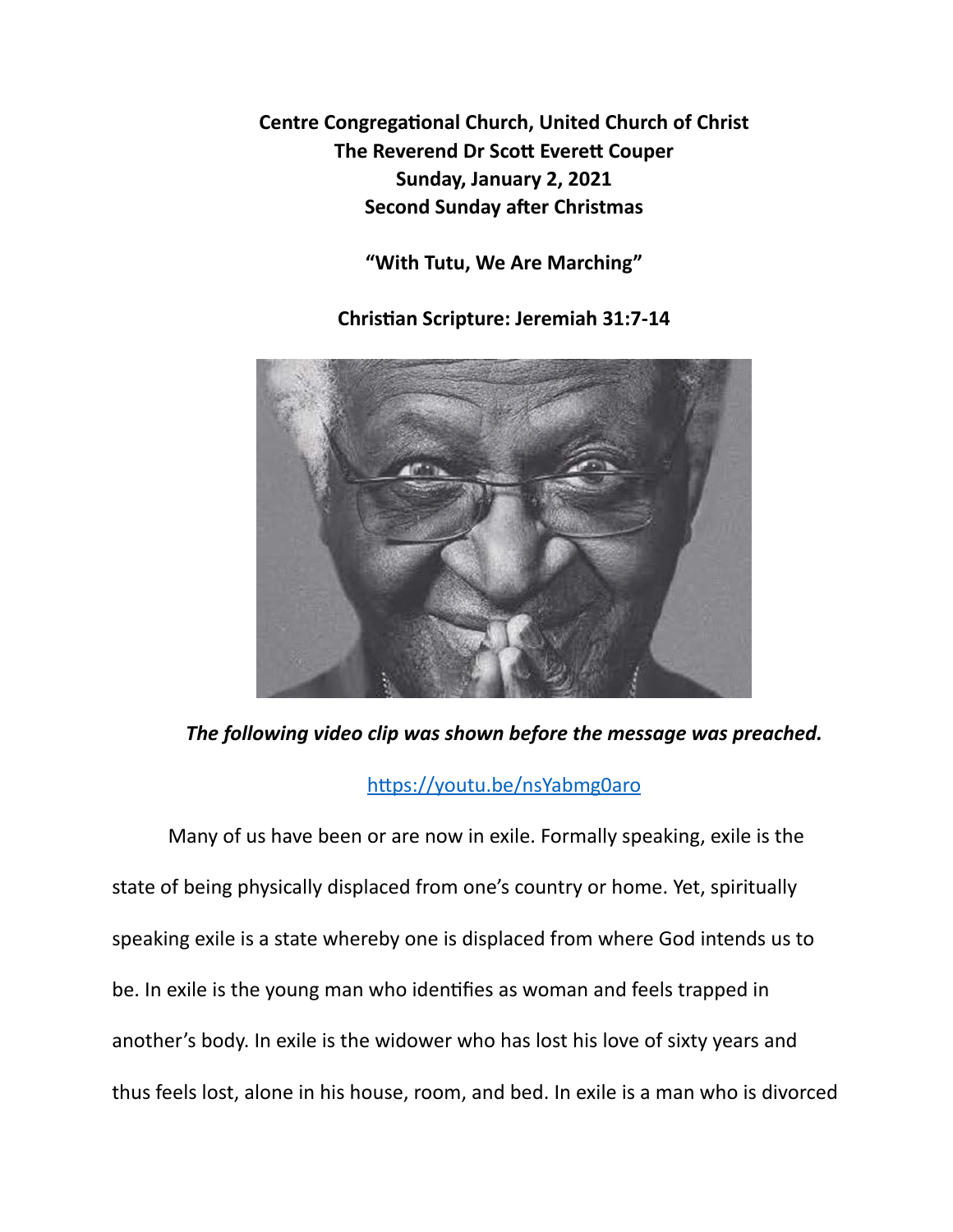**Centre Congregational Church, United Church of Christ**
**The Reverend Dr Scott Everett Couper**
**Sunday, January 2, 2021**
**Second Sunday after Christmas**

**"With Tutu, We Are Marching"**

**Christian Scripture: Jeremiah 31:7-14**

***The following video clip was shown before the message was preached.***

[https://youtu.be/nsYabmg0aro](https://youtu.be/nsYabmg0aro)

Many of us have been or are now in exile. Formally speaking, exile is the state of being physically displaced from one's country or home. Yet, spiritually speaking exile is a state whereby one is displaced from where God intends us to be. In exile is the young man who identifies as woman and feels trapped in another's body. In exile is the widower who has lost his love of sixty years and thus feels lost, alone in his house, room, and bed. In exile is a man who is divorced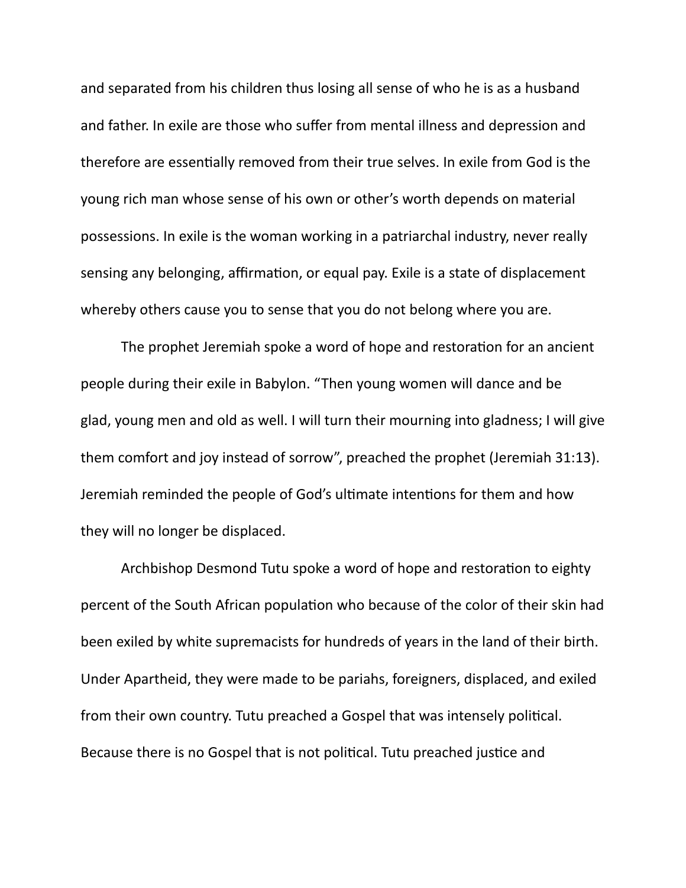and separated from his children thus losing all sense of who he is as a husband and father. In exile are those who suffer from mental illness and depression and therefore are essentially removed from their true selves. In exile from God is the young rich man whose sense of his own or other's worth depends on material possessions. In exile is the woman working in a patriarchal industry, never really sensing any belonging, affirmation, or equal pay. Exile is a state of displacement whereby others cause you to sense that you do not belong where you are.

The prophet Jeremiah spoke a word of hope and restoration for an ancient people during their exile in Babylon. "Then young women will dance and be glad, young men and old as well. I will turn their mourning into gladness; I will give them comfort and joy instead of sorrow", preached the prophet (Jeremiah 31:13). Jeremiah reminded the people of God's ultimate intentions for them and how they will no longer be displaced.

Archbishop Desmond Tutu spoke a word of hope and restoration to eighty percent of the South African population who because of the color of their skin had been exiled by white supremacists for hundreds of years in the land of their birth. Under Apartheid, they were made to be pariahs, foreigners, displaced, and exiled from their own country. Tutu preached a Gospel that was intensely political. Because there is no Gospel that is not political. Tutu preached justice and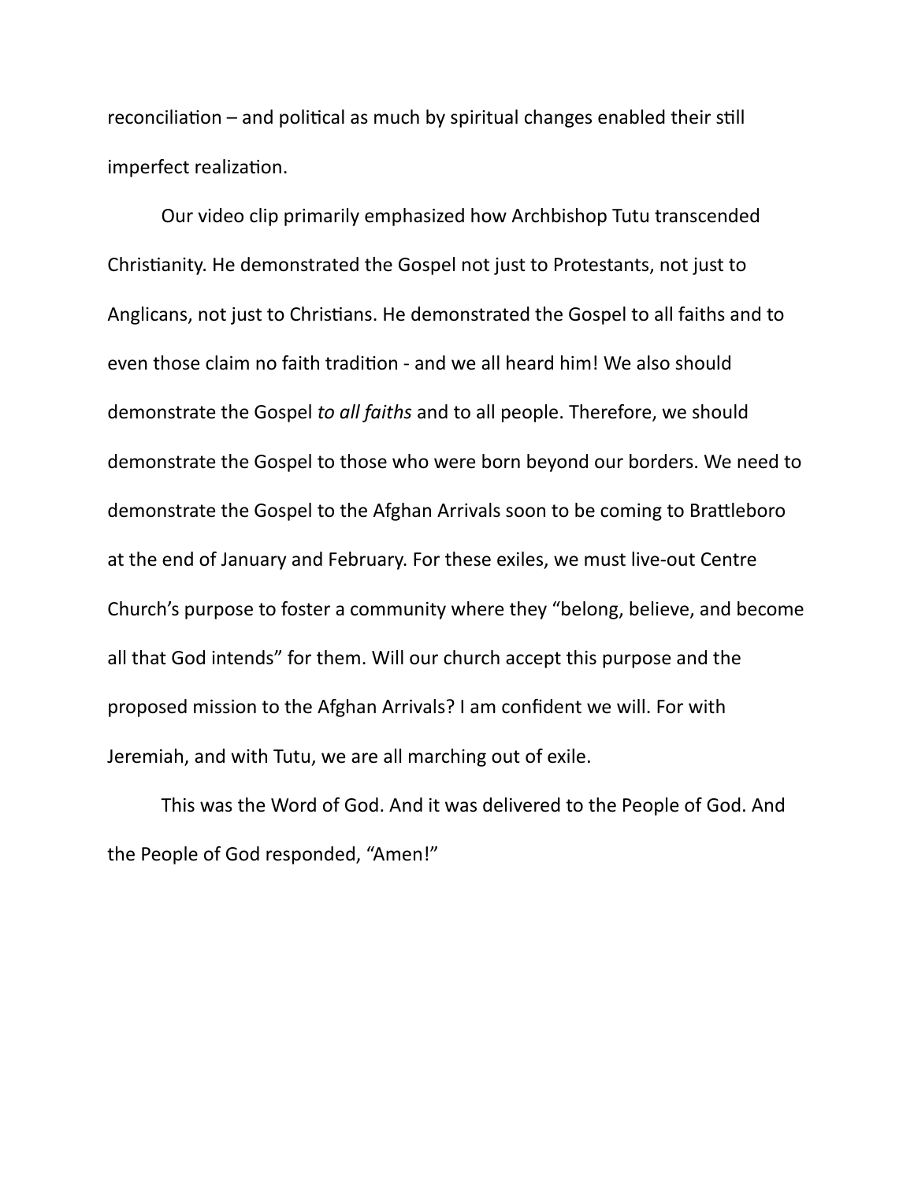reconciliation – and political as much by spiritual changes enabled their still imperfect realization.

Our video clip primarily emphasized how Archbishop Tutu transcended Christianity. He demonstrated the Gospel not just to Protestants, not just to Anglicans, not just to Christians. He demonstrated the Gospel to all faiths and to even those claim no faith tradition - and we all heard him! We also should demonstrate the Gospel *to all faiths* and to all people. Therefore, we should demonstrate the Gospel to those who were born beyond our borders. We need to demonstrate the Gospel to the Afghan Arrivals soon to be coming to Brattleboro at the end of January and February. For these exiles, we must live-out Centre Church's purpose to foster a community where they "belong, believe, and become all that God intends" for them. Will our church accept this purpose and the proposed mission to the Afghan Arrivals? I am confident we will. For with Jeremiah, and with Tutu, we are all marching out of exile.

This was the Word of God. And it was delivered to the People of God. And the People of God responded, "Amen!"